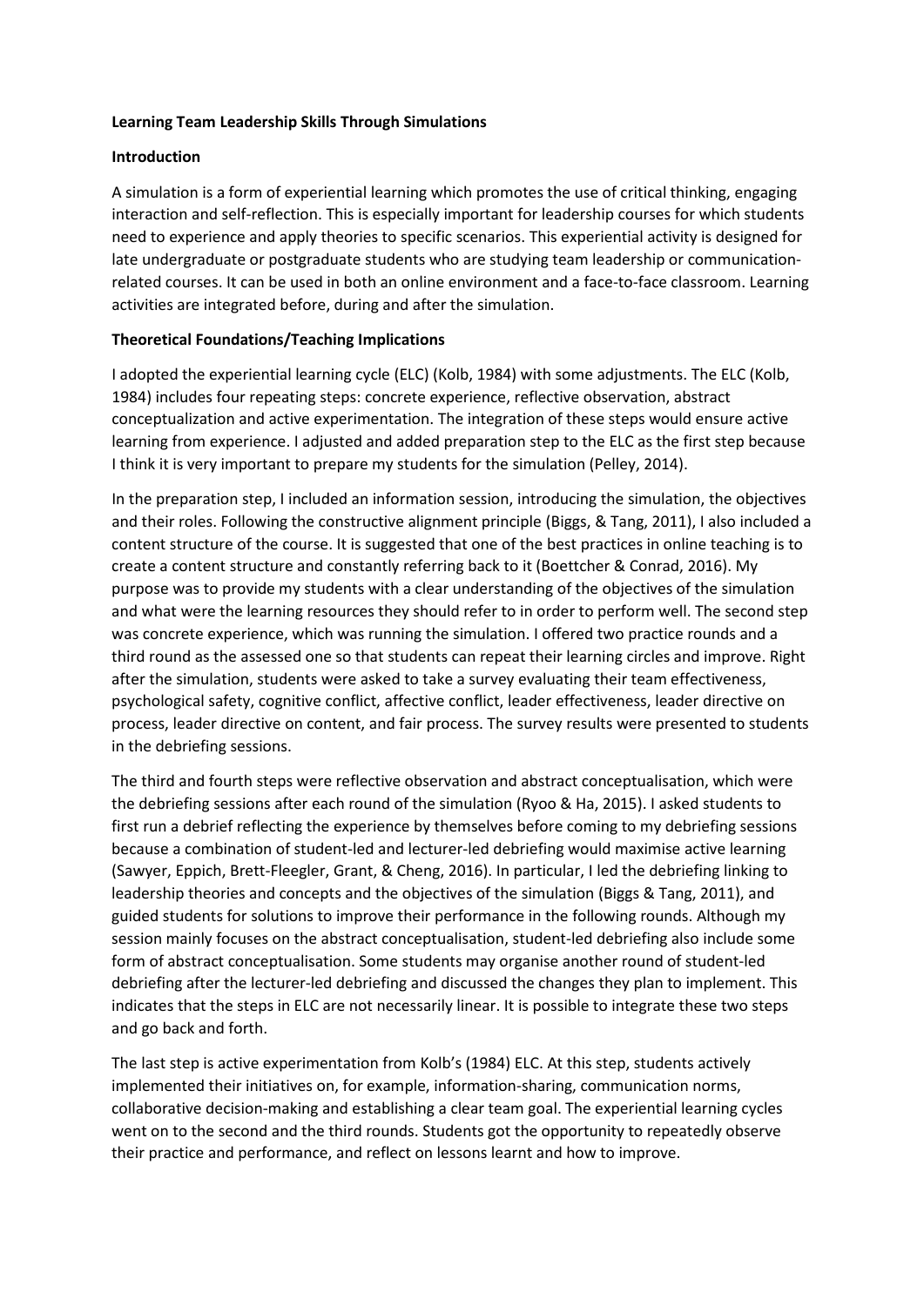**Learning Team Leadership Skills Through Simulations**

**Introduction**

A simulation is a form of experiential learning which promotes the use of critical thinking, engaging interaction and self-reflection. This is especially important for leadership courses for which students need to experience and apply theories to specific scenarios. This experiential activity is designed for late undergraduate or postgraduate students who are studying team leadership or communication-related courses. It can be used in both an online environment and a face-to-face classroom. Learning activities are integrated before, during and after the simulation.

**Theoretical Foundations/Teaching Implications**

I adopted the experiential learning cycle (ELC) (Kolb, 1984) with some adjustments. The ELC (Kolb, 1984) includes four repeating steps: concrete experience, reflective observation, abstract conceptualization and active experimentation. The integration of these steps would ensure active learning from experience. I adjusted and added preparation step to the ELC as the first step because I think it is very important to prepare my students for the simulation (Pelley, 2014).

In the preparation step, I included an information session, introducing the simulation, the objectives and their roles. Following the constructive alignment principle (Biggs, & Tang, 2011), I also included a content structure of the course. It is suggested that one of the best practices in online teaching is to create a content structure and constantly referring back to it (Boettcher & Conrad, 2016). My purpose was to provide my students with a clear understanding of the objectives of the simulation and what were the learning resources they should refer to in order to perform well. The second step was concrete experience, which was running the simulation. I offered two practice rounds and a third round as the assessed one so that students can repeat their learning circles and improve. Right after the simulation, students were asked to take a survey evaluating their team effectiveness, psychological safety, cognitive conflict, affective conflict, leader effectiveness, leader directive on process, leader directive on content, and fair process. The survey results were presented to students in the debriefing sessions.

The third and fourth steps were reflective observation and abstract conceptualisation, which were the debriefing sessions after each round of the simulation (Ryoo & Ha, 2015). I asked students to first run a debrief reflecting the experience by themselves before coming to my debriefing sessions because a combination of student-led and lecturer-led debriefing would maximise active learning (Sawyer, Eppich, Brett-Fleegler, Grant, & Cheng, 2016). In particular, I led the debriefing linking to leadership theories and concepts and the objectives of the simulation (Biggs & Tang, 2011), and guided students for solutions to improve their performance in the following rounds. Although my session mainly focuses on the abstract conceptualisation, student-led debriefing also include some form of abstract conceptualisation. Some students may organise another round of student-led debriefing after the lecturer-led debriefing and discussed the changes they plan to implement. This indicates that the steps in ELC are not necessarily linear. It is possible to integrate these two steps and go back and forth.

The last step is active experimentation from Kolb's (1984) ELC. At this step, students actively implemented their initiatives on, for example, information-sharing, communication norms, collaborative decision-making and establishing a clear team goal. The experiential learning cycles went on to the second and the third rounds. Students got the opportunity to repeatedly observe their practice and performance, and reflect on lessons learnt and how to improve.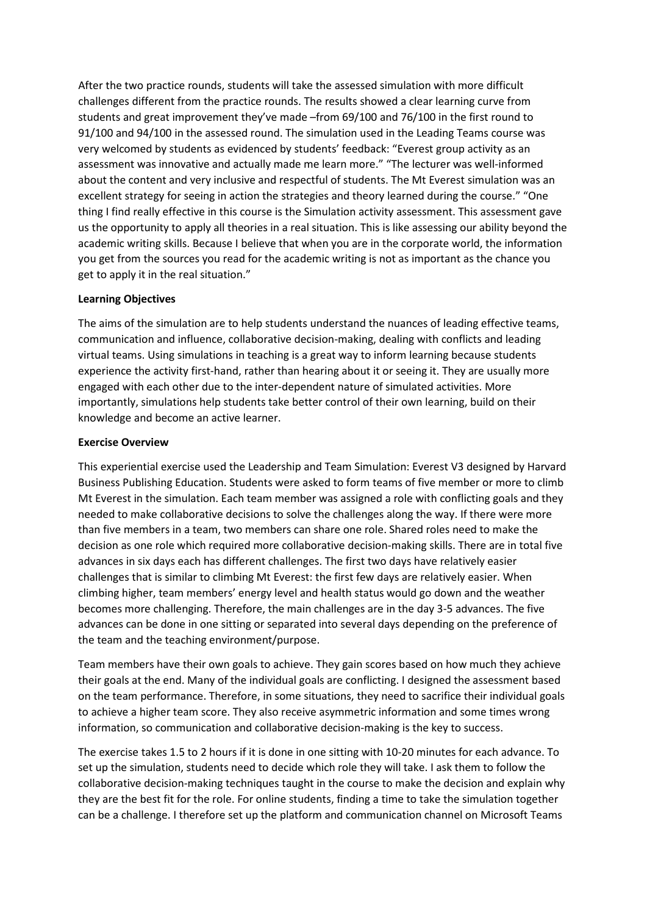After the two practice rounds, students will take the assessed simulation with more difficult challenges different from the practice rounds. The results showed a clear learning curve from students and great improvement they've made –from 69/100 and 76/100 in the first round to 91/100 and 94/100 in the assessed round. The simulation used in the Leading Teams course was very welcomed by students as evidenced by students' feedback: "Everest group activity as an assessment was innovative and actually made me learn more." "The lecturer was well-informed about the content and very inclusive and respectful of students. The Mt Everest simulation was an excellent strategy for seeing in action the strategies and theory learned during the course." "One thing I find really effective in this course is the Simulation activity assessment. This assessment gave us the opportunity to apply all theories in a real situation. This is like assessing our ability beyond the academic writing skills. Because I believe that when you are in the corporate world, the information you get from the sources you read for the academic writing is not as important as the chance you get to apply it in the real situation."

**Learning Objectives**

The aims of the simulation are to help students understand the nuances of leading effective teams, communication and influence, collaborative decision-making, dealing with conflicts and leading virtual teams. Using simulations in teaching is a great way to inform learning because students experience the activity first-hand, rather than hearing about it or seeing it. They are usually more engaged with each other due to the inter-dependent nature of simulated activities. More importantly, simulations help students take better control of their own learning, build on their knowledge and become an active learner.

**Exercise Overview**

This experiential exercise used the Leadership and Team Simulation: Everest V3 designed by Harvard Business Publishing Education. Students were asked to form teams of five member or more to climb Mt Everest in the simulation. Each team member was assigned a role with conflicting goals and they needed to make collaborative decisions to solve the challenges along the way. If there were more than five members in a team, two members can share one role. Shared roles need to make the decision as one role which required more collaborative decision-making skills. There are in total five advances in six days each has different challenges. The first two days have relatively easier challenges that is similar to climbing Mt Everest: the first few days are relatively easier. When climbing higher, team members' energy level and health status would go down and the weather becomes more challenging. Therefore, the main challenges are in the day 3-5 advances. The five advances can be done in one sitting or separated into several days depending on the preference of the team and the teaching environment/purpose.

Team members have their own goals to achieve. They gain scores based on how much they achieve their goals at the end. Many of the individual goals are conflicting. I designed the assessment based on the team performance. Therefore, in some situations, they need to sacrifice their individual goals to achieve a higher team score. They also receive asymmetric information and some times wrong information, so communication and collaborative decision-making is the key to success.

The exercise takes 1.5 to 2 hours if it is done in one sitting with 10-20 minutes for each advance. To set up the simulation, students need to decide which role they will take. I ask them to follow the collaborative decision-making techniques taught in the course to make the decision and explain why they are the best fit for the role. For online students, finding a time to take the simulation together can be a challenge. I therefore set up the platform and communication channel on Microsoft Teams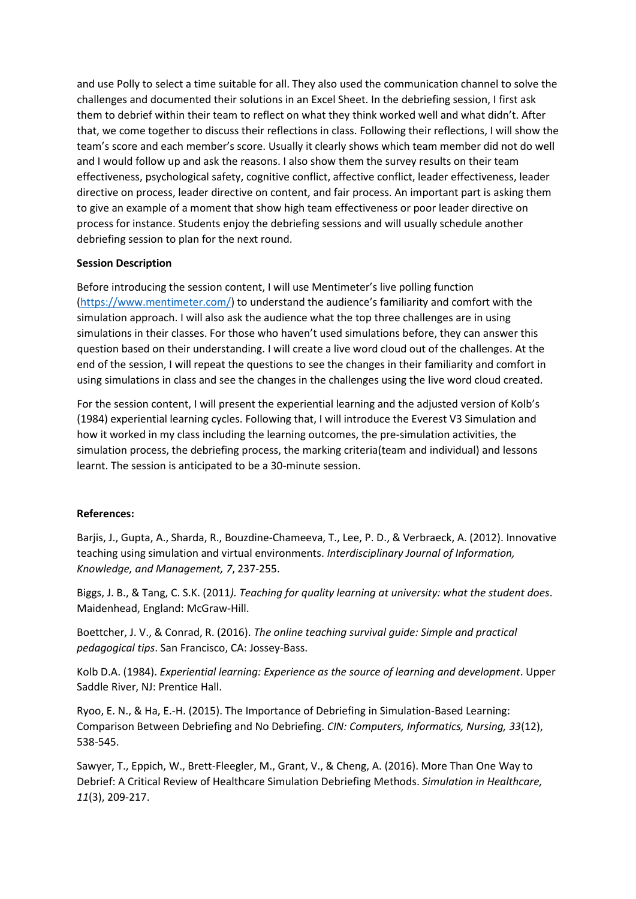and use Polly to select a time suitable for all. They also used the communication channel to solve the challenges and documented their solutions in an Excel Sheet. In the debriefing session, I first ask them to debrief within their team to reflect on what they think worked well and what didn't. After that, we come together to discuss their reflections in class. Following their reflections, I will show the team's score and each member's score. Usually it clearly shows which team member did not do well and I would follow up and ask the reasons. I also show them the survey results on their team effectiveness, psychological safety, cognitive conflict, affective conflict, leader effectiveness, leader directive on process, leader directive on content, and fair process. An important part is asking them to give an example of a moment that show high team effectiveness or poor leader directive on process for instance. Students enjoy the debriefing sessions and will usually schedule another debriefing session to plan for the next round.

**Session Description**

Before introducing the session content, I will use Mentimeter's live polling function (https://www.mentimeter.com/) to understand the audience's familiarity and comfort with the simulation approach. I will also ask the audience what the top three challenges are in using simulations in their classes. For those who haven't used simulations before, they can answer this question based on their understanding. I will create a live word cloud out of the challenges. At the end of the session, I will repeat the questions to see the changes in their familiarity and comfort in using simulations in class and see the changes in the challenges using the live word cloud created.

For the session content, I will present the experiential learning and the adjusted version of Kolb's (1984) experiential learning cycles. Following that, I will introduce the Everest V3 Simulation and how it worked in my class including the learning outcomes, the pre-simulation activities, the simulation process, the debriefing process, the marking criteria(team and individual) and lessons learnt. The session is anticipated to be a 30-minute session.

**References:**

Barjis, J., Gupta, A., Sharda, R., Bouzdine-Chameeva, T., Lee, P. D., & Verbraeck, A. (2012). Innovative teaching using simulation and virtual environments. *Interdisciplinary Journal of Information, Knowledge, and Management, 7*, 237-255.

Biggs, J. B., & Tang, C. S.K. (2011*). Teaching for quality learning at university: what the student does*. Maidenhead, England: McGraw-Hill.

Boettcher, J. V., & Conrad, R. (2016). *The online teaching survival guide: Simple and practical pedagogical tips*. San Francisco, CA: Jossey-Bass.

Kolb D.A. (1984). *Experiential learning: Experience as the source of learning and development*. Upper Saddle River, NJ: Prentice Hall.

Ryoo, E. N., & Ha, E.-H. (2015). The Importance of Debriefing in Simulation-Based Learning: Comparison Between Debriefing and No Debriefing. *CIN: Computers, Informatics, Nursing, 33*(12), 538-545.

Sawyer, T., Eppich, W., Brett-Fleegler, M., Grant, V., & Cheng, A. (2016). More Than One Way to Debrief: A Critical Review of Healthcare Simulation Debriefing Methods. *Simulation in Healthcare, 11*(3), 209-217.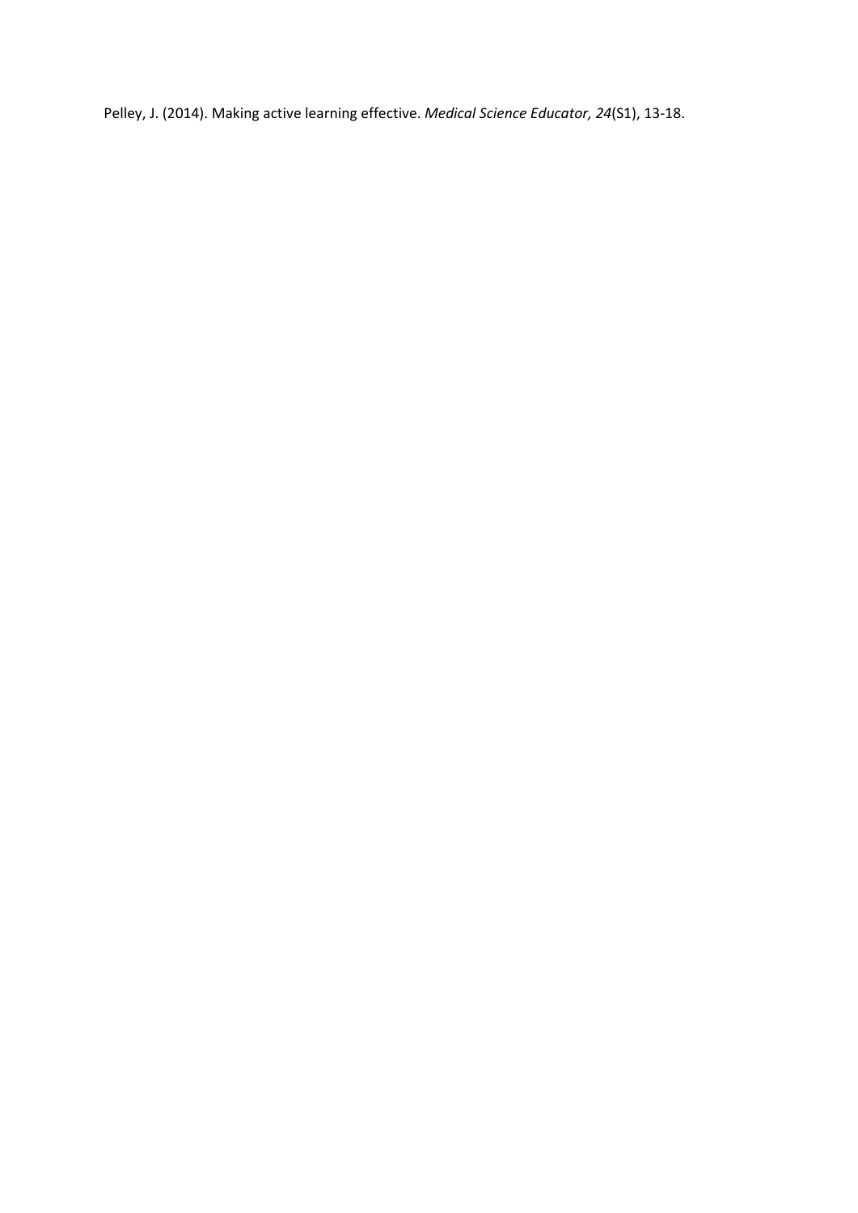Pelley, J. (2014). Making active learning effective. *Medical Science Educator, 24*(S1), 13-18.